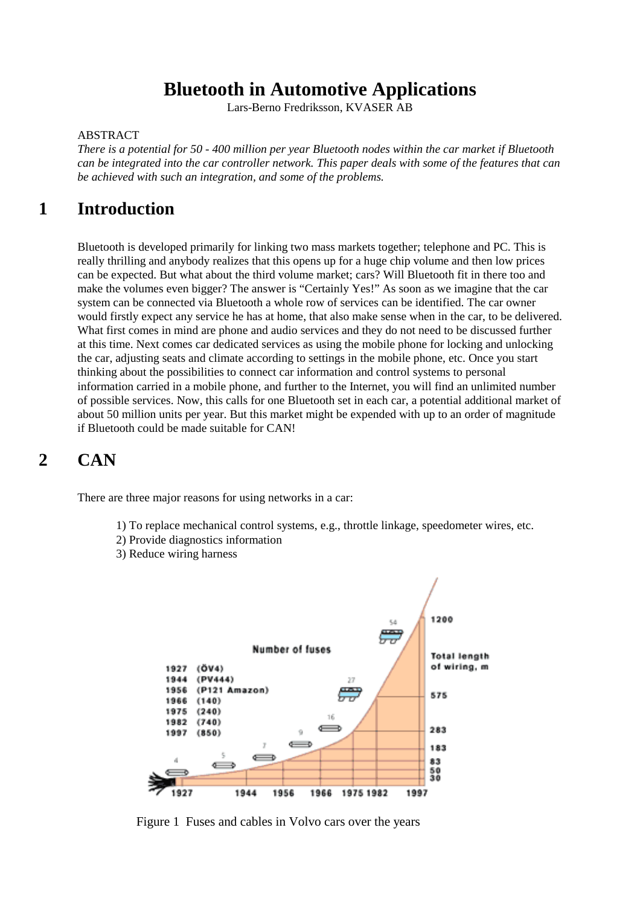# Bluetooth in Automotive Applications

Lars-Berno Fredriksson, KVASER AB

ABSTRACT

*There is a potential for 50 - 400 million per year Bluetooth nodes within the car market if Bluetooth can be integrated into the car controller network. This paper deals with some of the features that can be achieved with such an integration, and some of the problems.*

## 1 Introduction

Bluetooth is developed primarily for linking two mass markets together; telephone and PC. This is really thrilling and anybody realizes that this opens up for a huge chip volume and then low prices can be expected. But what about the third volume market; cars? Will Bluetooth fit in there too and make the volumes even bigger? The answer is "Certainly Yes!" As soon as we imagine that the car system can be connected via Bluetooth a whole row of services can be identified. The car owner would firstly expect any service he has at home, that also make sense when in the car, to be delivered. What first comes in mind are phone and audio services and they do not need to be discussed further at this time. Next comes car dedicated services as using the mobile phone for locking and unlocking the car, adjusting seats and climate according to settings in the mobile phone, etc. Once you start thinking about the possibilities to connect car information and control systems to personal information carried in a mobile phone, and further to the Internet, you will find an unlimited number of possible services. Now, this calls for one Bluetooth set in each car, a potential additional market of about 50 million units per year. But this market might be expended with up to an order of magnitude if Bluetooth could be made suitable for CAN!

## 2 CAN

There are three major reasons for using networks in a car:

1) To replace mechanical control systems, e.g., throttle linkage, speedometer wires, etc.
2) Provide diagnostics information
3) Reduce wiring harness

Figure 1 Fuses and cables in Volvo cars over the years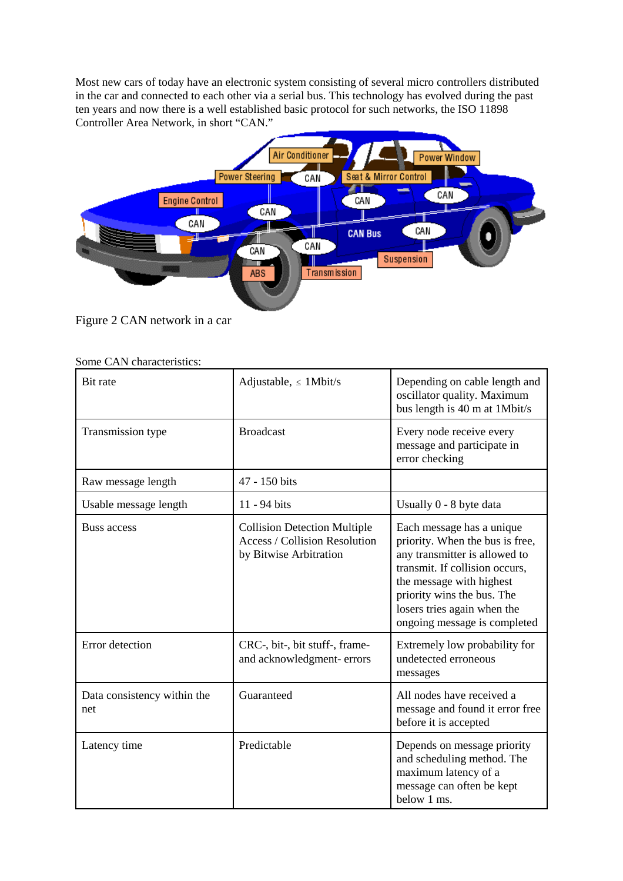Most new cars of today have an electronic system consisting of several micro controllers distributed in the car and connected to each other via a serial bus. This technology has evolved during the past ten years and now there is a well established basic protocol for such networks, the ISO 11898 Controller Area Network, in short "CAN."

Figure 2 CAN network in a car

Some CAN characteristics:

| | | |
|---|---|---|
| Bit rate | Adjustable, ≤ 1Mbit/s | Depending on cable length and oscillator quality. Maximum bus length is 40 m at 1Mbit/s |
| Transmission type | Broadcast | Every node receive every message and participate in error checking |
| Raw message length | 47 - 150 bits | |
| Usable message length | 11 - 94 bits | Usually 0 - 8 byte data |
| Buss access | Collision Detection Multiple Access / Collision Resolution by Bitwise Arbitration | Each message has a unique priority. When the bus is free, any transmitter is allowed to transmit. If collision occurs, the message with highest priority wins the bus. The losers tries again when the ongoing message is completed |
| Error detection | CRC-, bit-, bit stuff-, frame- and acknowledgment- errors | Extremely low probability for undetected erroneous messages |
| Data consistency within the net | Guaranteed | All nodes have received a message and found it error free before it is accepted |
| Latency time | Predictable | Depends on message priority and scheduling method. The maximum latency of a message can often be kept below 1 ms. |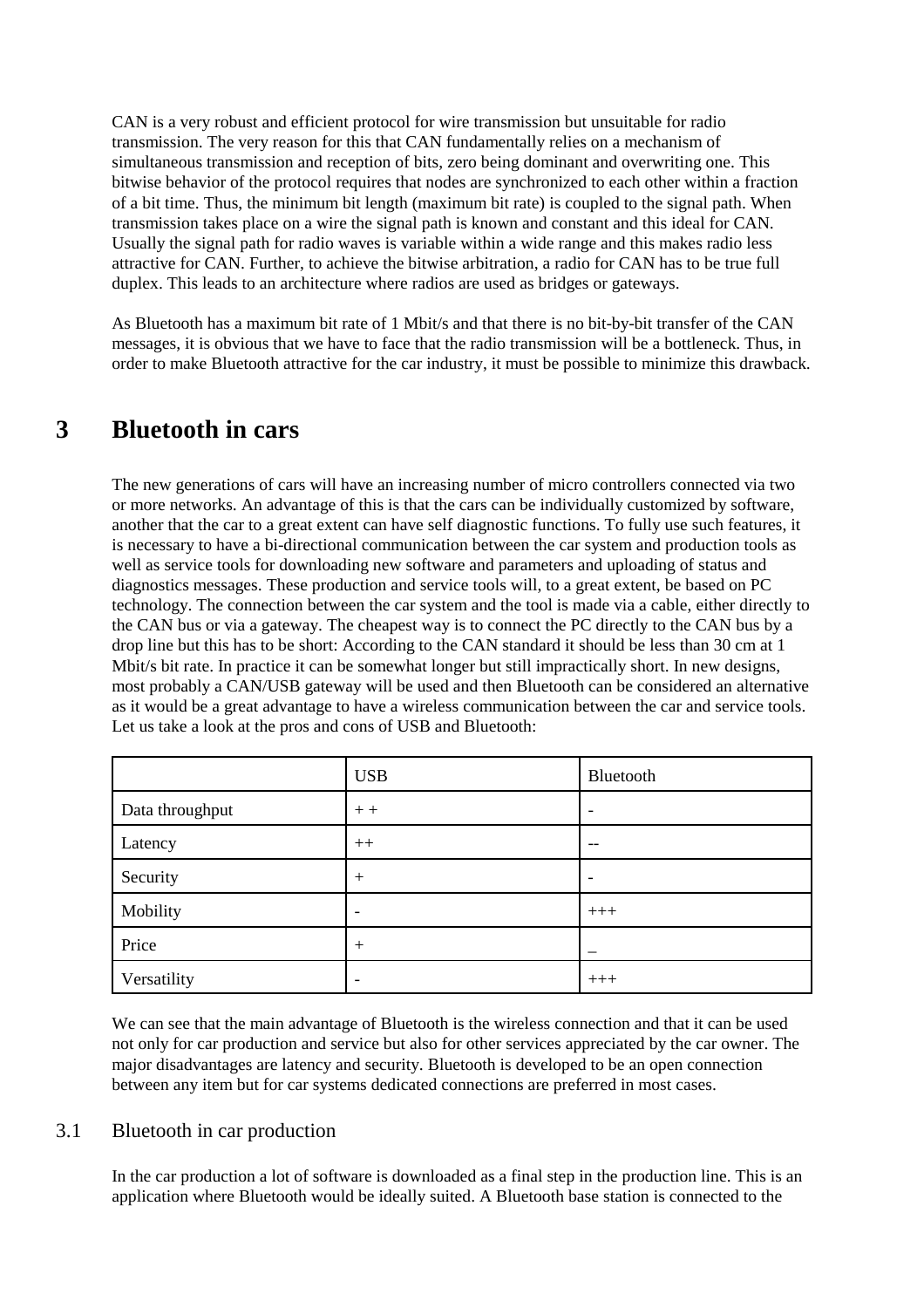CAN is a very robust and efficient protocol for wire transmission but unsuitable for radio transmission. The very reason for this that CAN fundamentally relies on a mechanism of simultaneous transmission and reception of bits, zero being dominant and overwriting one. This bitwise behavior of the protocol requires that nodes are synchronized to each other within a fraction of a bit time. Thus, the minimum bit length (maximum bit rate) is coupled to the signal path. When transmission takes place on a wire the signal path is known and constant and this ideal for CAN. Usually the signal path for radio waves is variable within a wide range and this makes radio less attractive for CAN. Further, to achieve the bitwise arbitration, a radio for CAN has to be true full duplex. This leads to an architecture where radios are used as bridges or gateways.

As Bluetooth has a maximum bit rate of 1 Mbit/s and that there is no bit-by-bit transfer of the CAN messages, it is obvious that we have to face that the radio transmission will be a bottleneck. Thus, in order to make Bluetooth attractive for the car industry, it must be possible to minimize this drawback.

# 3 Bluetooth in cars

The new generations of cars will have an increasing number of micro controllers connected via two or more networks. An advantage of this is that the cars can be individually customized by software, another that the car to a great extent can have self diagnostic functions. To fully use such features, it is necessary to have a bi-directional communication between the car system and production tools as well as service tools for downloading new software and parameters and uploading of status and diagnostics messages. These production and service tools will, to a great extent, be based on PC technology. The connection between the car system and the tool is made via a cable, either directly to the CAN bus or via a gateway. The cheapest way is to connect the PC directly to the CAN bus by a drop line but this has to be short: According to the CAN standard it should be less than 30 cm at 1 Mbit/s bit rate. In practice it can be somewhat longer but still impractically short. In new designs, most probably a CAN/USB gateway will be used and then Bluetooth can be considered an alternative as it would be a great advantage to have a wireless communication between the car and service tools. Let us take a look at the pros and cons of USB and Bluetooth:

| | USB | Bluetooth |
|---|---|---|
| Data throughput | + + | - |
| Latency | ++ | -- |
| Security | + | - |
| Mobility | - | +++ |
| Price | + | _ |
| Versatility | - | +++ |

We can see that the main advantage of Bluetooth is the wireless connection and that it can be used not only for car production and service but also for other services appreciated by the car owner. The major disadvantages are latency and security. Bluetooth is developed to be an open connection between any item but for car systems dedicated connections are preferred in most cases.

## 3.1 Bluetooth in car production

In the car production a lot of software is downloaded as a final step in the production line. This is an application where Bluetooth would be ideally suited. A Bluetooth base station is connected to the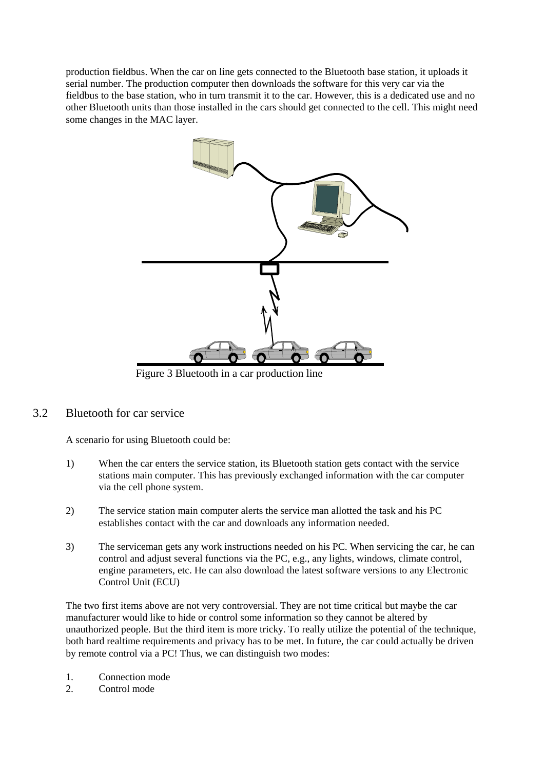production fieldbus. When the car on line gets connected to the Bluetooth base station, it uploads it serial number. The production computer then downloads the software for this very car via the fieldbus to the base station, who in turn transmit it to the car. However, this is a dedicated use and no other Bluetooth units than those installed in the cars should get connected to the cell. This might need some changes in the MAC layer.

Figure 3 Bluetooth in a car production line

## 3.2 Bluetooth for car service

A scenario for using Bluetooth could be:

1) When the car enters the service station, its Bluetooth station gets contact with the service stations main computer. This has previously exchanged information with the car computer via the cell phone system.

2) The service station main computer alerts the service man allotted the task and his PC establishes contact with the car and downloads any information needed.

3) The serviceman gets any work instructions needed on his PC. When servicing the car, he can control and adjust several functions via the PC, e.g., any lights, windows, climate control, engine parameters, etc. He can also download the latest software versions to any Electronic Control Unit (ECU)

The two first items above are not very controversial. They are not time critical but maybe the car manufacturer would like to hide or control some information so they cannot be altered by unauthorized people. But the third item is more tricky. To really utilize the potential of the technique, both hard realtime requirements and privacy has to be met. In future, the car could actually be driven by remote control via a PC! Thus, we can distinguish two modes:

1. Connection mode
2. Control mode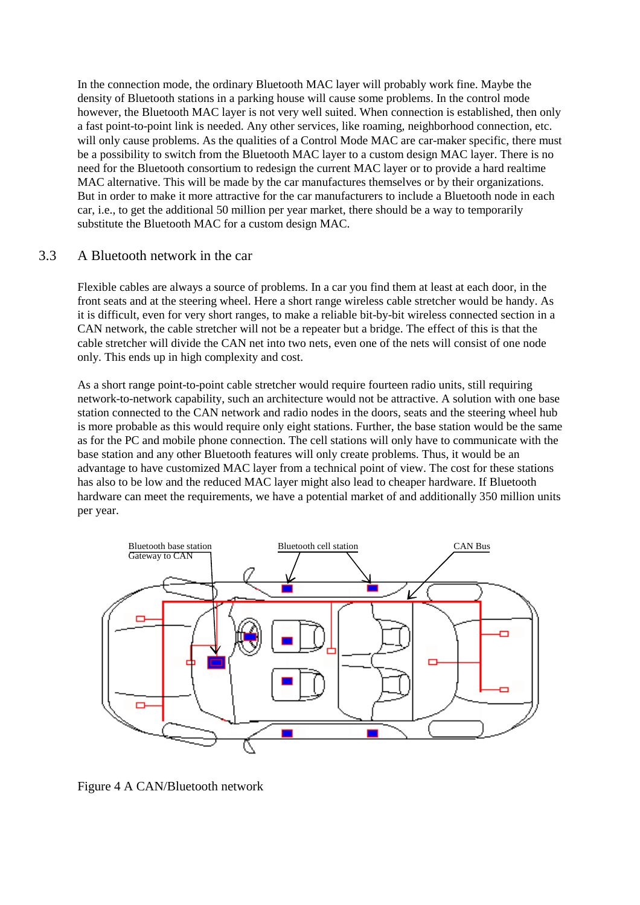In the connection mode, the ordinary Bluetooth MAC layer will probably work fine. Maybe the density of Bluetooth stations in a parking house will cause some problems. In the control mode however, the Bluetooth MAC layer is not very well suited. When connection is established, then only a fast point-to-point link is needed. Any other services, like roaming, neighborhood connection, etc. will only cause problems. As the qualities of a Control Mode MAC are car-maker specific, there must be a possibility to switch from the Bluetooth MAC layer to a custom design MAC layer. There is no need for the Bluetooth consortium to redesign the current MAC layer or to provide a hard realtime MAC alternative. This will be made by the car manufactures themselves or by their organizations. But in order to make it more attractive for the car manufacturers to include a Bluetooth node in each car, i.e., to get the additional 50 million per year market, there should be a way to temporarily substitute the Bluetooth MAC for a custom design MAC.

## 3.3 A Bluetooth network in the car

Flexible cables are always a source of problems. In a car you find them at least at each door, in the front seats and at the steering wheel. Here a short range wireless cable stretcher would be handy. As it is difficult, even for very short ranges, to make a reliable bit-by-bit wireless connected section in a CAN network, the cable stretcher will not be a repeater but a bridge. The effect of this is that the cable stretcher will divide the CAN net into two nets, even one of the nets will consist of one node only. This ends up in high complexity and cost.

As a short range point-to-point cable stretcher would require fourteen radio units, still requiring network-to-network capability, such an architecture would not be attractive. A solution with one base station connected to the CAN network and radio nodes in the doors, seats and the steering wheel hub is more probable as this would require only eight stations. Further, the base station would be the same as for the PC and mobile phone connection. The cell stations will only have to communicate with the base station and any other Bluetooth features will only create problems. Thus, it would be an advantage to have customized MAC layer from a technical point of view. The cost for these stations has also to be low and the reduced MAC layer might also lead to cheaper hardware. If Bluetooth hardware can meet the requirements, we have a potential market of and additionally 350 million units per year.

Bluetooth base station
Gateway to CAN

Bluetooth cell station

CAN Bus

Figure 4 A CAN/Bluetooth network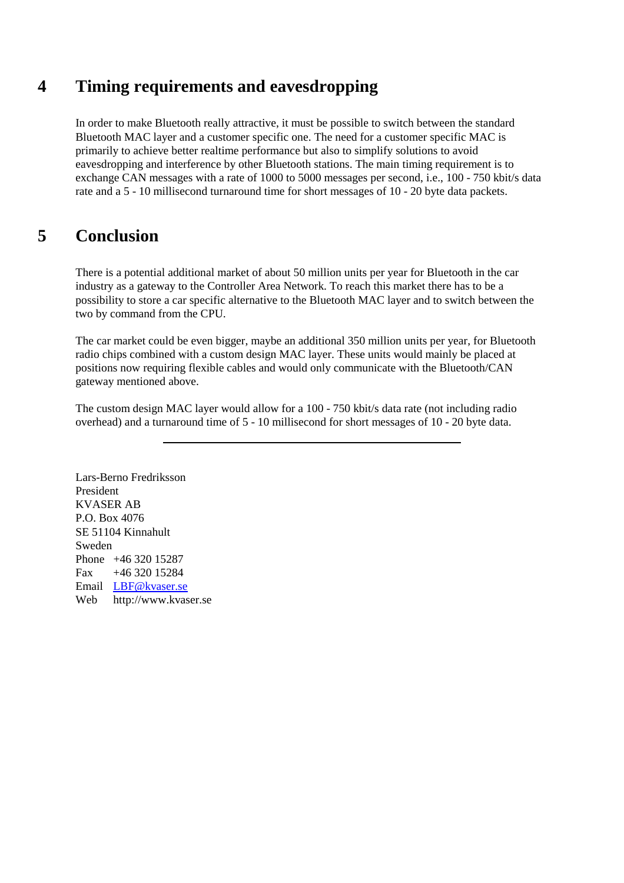## 4 Timing requirements and eavesdropping

In order to make Bluetooth really attractive, it must be possible to switch between the standard Bluetooth MAC layer and a customer specific one. The need for a customer specific MAC is primarily to achieve better realtime performance but also to simplify solutions to avoid eavesdropping and interference by other Bluetooth stations. The main timing requirement is to exchange CAN messages with a rate of 1000 to 5000 messages per second, i.e., 100 - 750 kbit/s data rate and a 5 - 10 millisecond turnaround time for short messages of 10 - 20 byte data packets.

## 5 Conclusion

There is a potential additional market of about 50 million units per year for Bluetooth in the car industry as a gateway to the Controller Area Network. To reach this market there has to be a possibility to store a car specific alternative to the Bluetooth MAC layer and to switch between the two by command from the CPU.

The car market could be even bigger, maybe an additional 350 million units per year, for Bluetooth radio chips combined with a custom design MAC layer. These units would mainly be placed at positions now requiring flexible cables and would only communicate with the Bluetooth/CAN gateway mentioned above.

The custom design MAC layer would allow for a 100 - 750 kbit/s data rate (not including radio overhead) and a turnaround time of 5 - 10 millisecond for short messages of 10 - 20 byte data.

---

Lars-Berno Fredriksson
President
KVASER AB
P.O. Box 4076
SE 51104 Kinnahult
Sweden
Phone +46 320 15287
Fax +46 320 15284
Email LBF@kvaser.se
Web http://www.kvaser.se